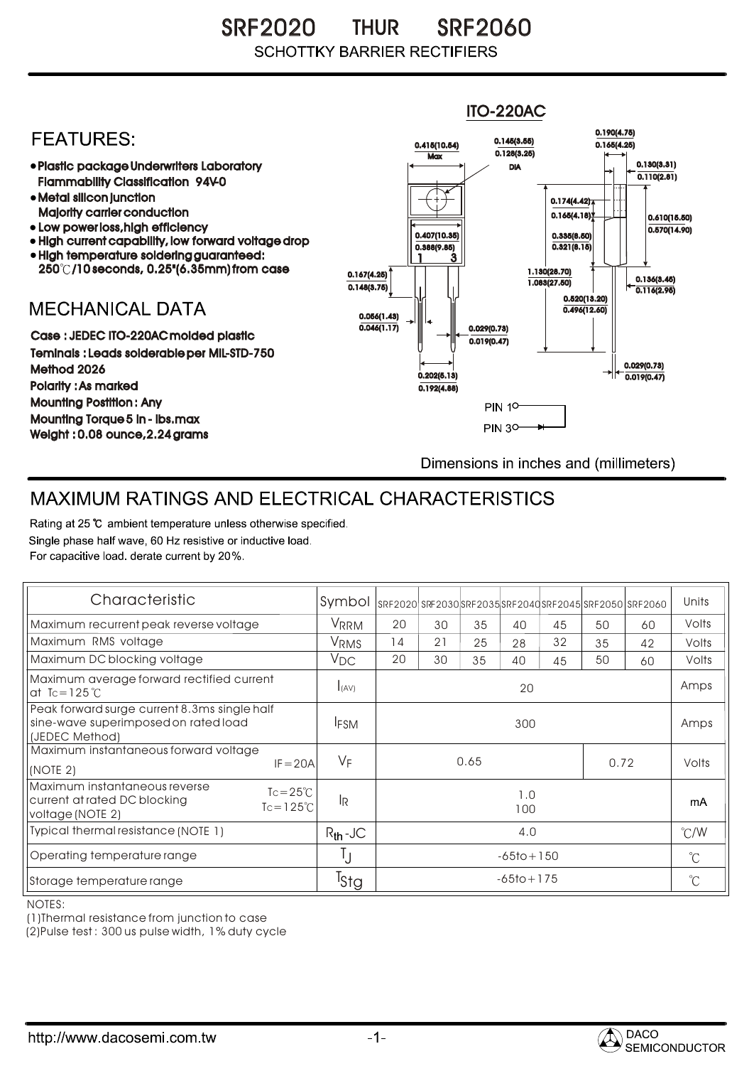# SRF2020 THUR SRF2060

SCHOTTKY BARRIER RECTIFIERS

## FEATURES:

- Plastic package Underwriters Laboratory Flammability Classification 94V-0
- Metal silicon junction Majority carrier conduction
- Low power loss, high efficiency
- High current capability, low forward voltage drop
- High temperature soldering guaranteed: 250℃/10 seconds, 0.25"(6.35mm) from case

ITO-220AC

PIN 1
PIN 3

Dimensions in inches and (millimeters)

## MECHANICAL DATA

Case : JEDEC ITO-220AC molded plastic
Teminals : Leads solderable per MIL-STD-750 Method 2026
Polarity : As marked
Mounting Postition : Any
Mounting Torque 5 in - lbs.max
Weight : 0.08 ounce, 2.24 grams

## MAXIMUM RATINGS AND ELECTRICAL CHARACTERISTICS

Rating at 25 ℃ ambient temperature unless otherwise specified.
Single phase half wave, 60 Hz resistive or inductive load.
For capacitive load. derate current by 20%.

| Characteristic | Symbol | SRF2020 | SRF2030 | SRF2035 | SRF2040 | SRF2045 | SRF2050 | SRF2060 | Units |
|---|---|---|---|---|---|---|---|---|---|
| Maximum recurrent peak reverse voltage | $V_{RRM}$ | 20 | 30 | 35 | 40 | 45 | 50 | 60 | Volts |
| Maximum RMS voltage | $V_{RMS}$ | 14 | 21 | 25 | 28 | 32 | 35 | 42 | Volts |
| Maximum DC blocking voltage | $V_{DC}$ | 20 | 30 | 35 | 40 | 45 | 50 | 60 | Volts |
| Maximum average forward rectified current at Tc=125℃ | $I_{(AV)}$ | 20 | | | | | | | Amps |
| Peak forward surge current 8.3ms single half sine-wave superimposed on rated load (JEDEC Method) | $I_{FSM}$ | 300 | | | | | | | Amps |
| Maximum instantaneous forward voltage (NOTE 2) IF=20A | $V_F$ | 0.65 | | | | | 0.72 | | Volts |
| Maximum instantaneous reverse current at rated DC blocking voltage (NOTE 2) Tc=25℃ / Tc=125℃ | $I_R$ | 1.0 / 100 | | | | | | | mA |
| Typical thermal resistance (NOTE 1) | $R_{th}$-JC | 4.0 | | | | | | | ℃/W |
| Operating temperature range | $T_J$ | -65to+150 | | | | | | | ℃ |
| Storage temperature range | $T_{Stg}$ | -65to+175 | | | | | | | ℃ |

NOTES:
(1)Thermal resistance from junction to case
(2)Pulse test : 300 us pulse width, 1% duty cycle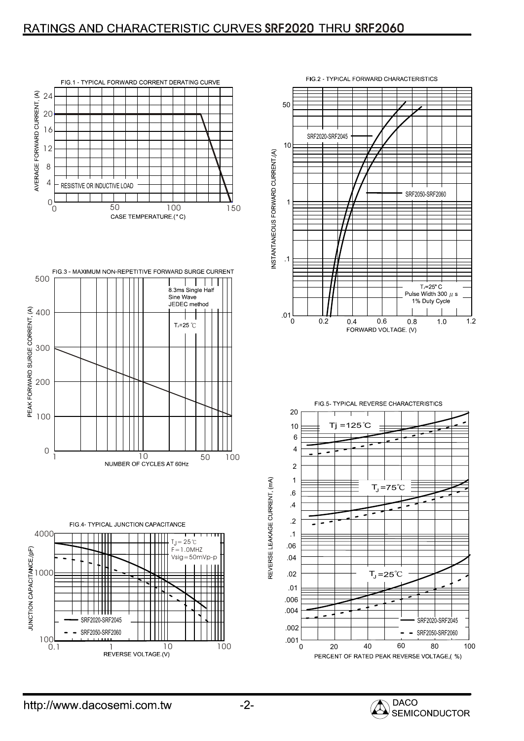# RATINGS AND CHARACTERISTIC CURVES SRF2020 THRU SRF2060

FIG.1 - TYPICAL FORWARD CURRENT DERATING CURVE

AVERAGE FORWARD CURRENT, (A)

24
20
16
12
8
4
0

RESISTIVE OR INDUCTIVE LOAD

0
50
100
150

CASE TEMPERATURE.(°C)

FIG.2 - TYPICAL FORWARD CHARACTERISTICS

INSTANTANEOUS FORWARD CURRENT,(A)

50
10
1
.1
.01

SRF2020-SRF2045

SRF2050-SRF2060

$T_J$=25° C
Pulse Width 300 $\mu$ s
1% Duty Cycle

0
0.2
0.4
0.6
0.8
1.0
1.2

FORWARD VOLTAGE. (V)

FIG.3 - MAXIMUM NON-REPETITIVE FORWARD SURGE CURRENT

PEAK FORWARD SURGE CORRENT, (A)

500
400
300
200
100
0

8.3ms Single Half
Sine Wave
JEDEC method

$T_J$=25 ℃

1
10
50
100

NUMBER OF CYCLES AT 60Hz

FIG.4- TYPICAL JUNCTION CAPACITANCE

JUNCTION CAPACITANCE,(pF)

4000
1000
100

$T_J$= 25 ℃
F=1.0MHZ
Vsig=50mVp-p

SRF2020-SRF2045
SRF2050-SRF2060

0.1
1
10
100

REVERSE VOLTAGE.(V)

FIG.5- TYPICAL REVERSE CHARACTERISTICS

REVERSE LEAKAGE CURRENT, (mA)

20
10
6
4
2
1
.6
.4
.2
.1
.06
.04
.02
.01
.006
.004
.002
.001

Tj =125℃

$T_J$ =75℃

$T_J$ =25℃

SRF2020-SRF2045
SRF2050-SRF2060

0
20
40
60
80
100

PERCENT OF RATED PEAK REVERSE VOLTAGE,( %)

http://www.dacosemi.com.tw

DACO SEMICONDUCTOR